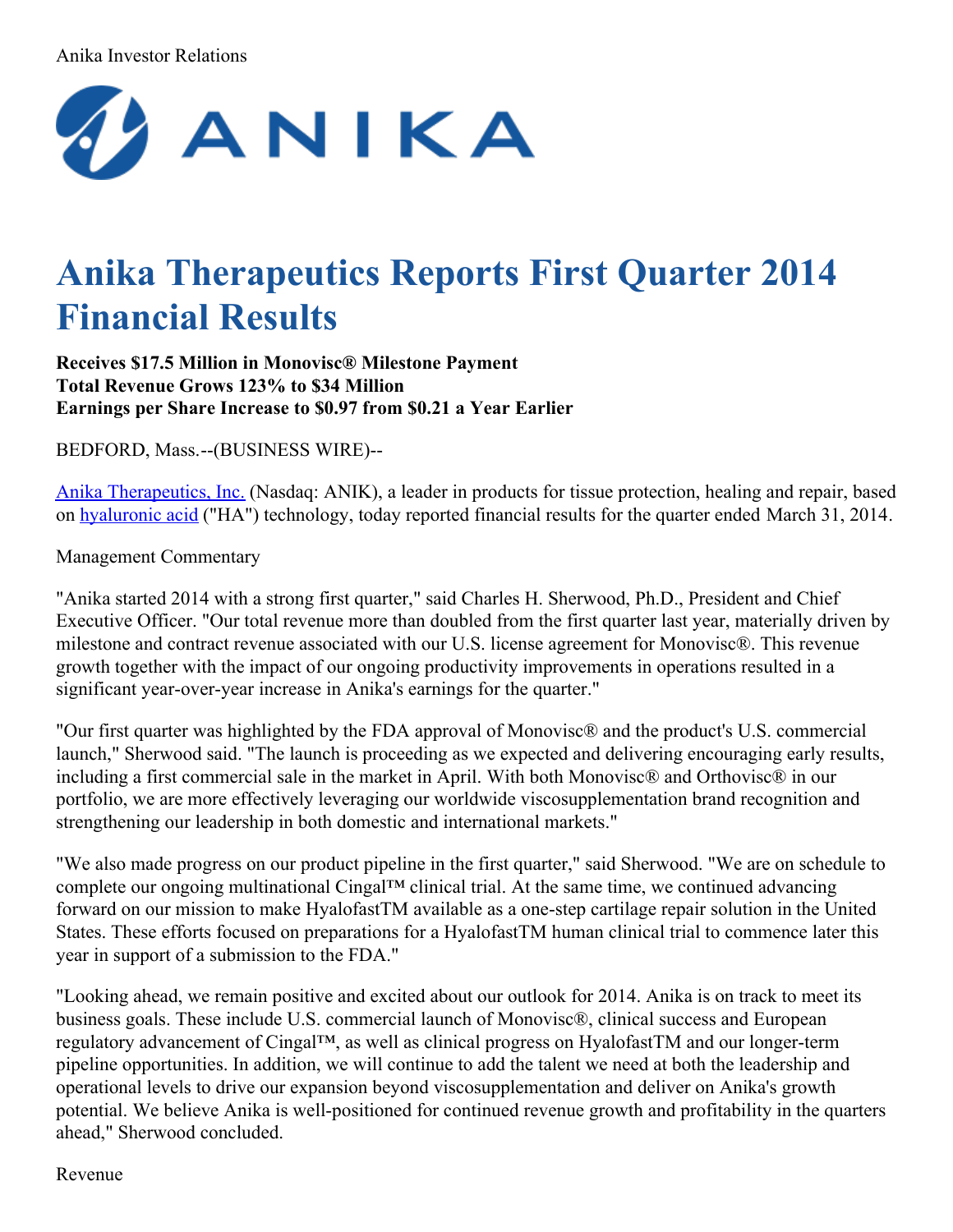Anika Investor Relations

# Anika Therapeutics Reports First Quarter 2014 Financial Results

**Receives $17.5 Million in Monovisc® Milestone Payment**
**Total Revenue Grows 123% to $34 Million**
**Earnings per Share Increase to $0.97 from $0.21 a Year Earlier**

BEDFORD, Mass.--(BUSINESS WIRE)--

Anika Therapeutics, Inc. (Nasdaq: ANIK), a leader in products for tissue protection, healing and repair, based on hyaluronic acid ("HA") technology, today reported financial results for the quarter ended March 31, 2014.

Management Commentary

"Anika started 2014 with a strong first quarter," said Charles H. Sherwood, Ph.D., President and Chief Executive Officer. "Our total revenue more than doubled from the first quarter last year, materially driven by milestone and contract revenue associated with our U.S. license agreement for Monovisc®. This revenue growth together with the impact of our ongoing productivity improvements in operations resulted in a significant year-over-year increase in Anika's earnings for the quarter."

"Our first quarter was highlighted by the FDA approval of Monovisc® and the product's U.S. commercial launch," Sherwood said. "The launch is proceeding as we expected and delivering encouraging early results, including a first commercial sale in the market in April. With both Monovisc® and Orthovisc® in our portfolio, we are more effectively leveraging our worldwide viscosupplementation brand recognition and strengthening our leadership in both domestic and international markets."

"We also made progress on our product pipeline in the first quarter," said Sherwood. "We are on schedule to complete our ongoing multinational Cingal™ clinical trial. At the same time, we continued advancing forward on our mission to make HyalofastTM available as a one-step cartilage repair solution in the United States. These efforts focused on preparations for a HyalofastTM human clinical trial to commence later this year in support of a submission to the FDA."

"Looking ahead, we remain positive and excited about our outlook for 2014. Anika is on track to meet its business goals. These include U.S. commercial launch of Monovisc®, clinical success and European regulatory advancement of Cingal™, as well as clinical progress on HyalofastTM and our longer-term pipeline opportunities. In addition, we will continue to add the talent we need at both the leadership and operational levels to drive our expansion beyond viscosupplementation and deliver on Anika's growth potential. We believe Anika is well-positioned for continued revenue growth and profitability in the quarters ahead," Sherwood concluded.

Revenue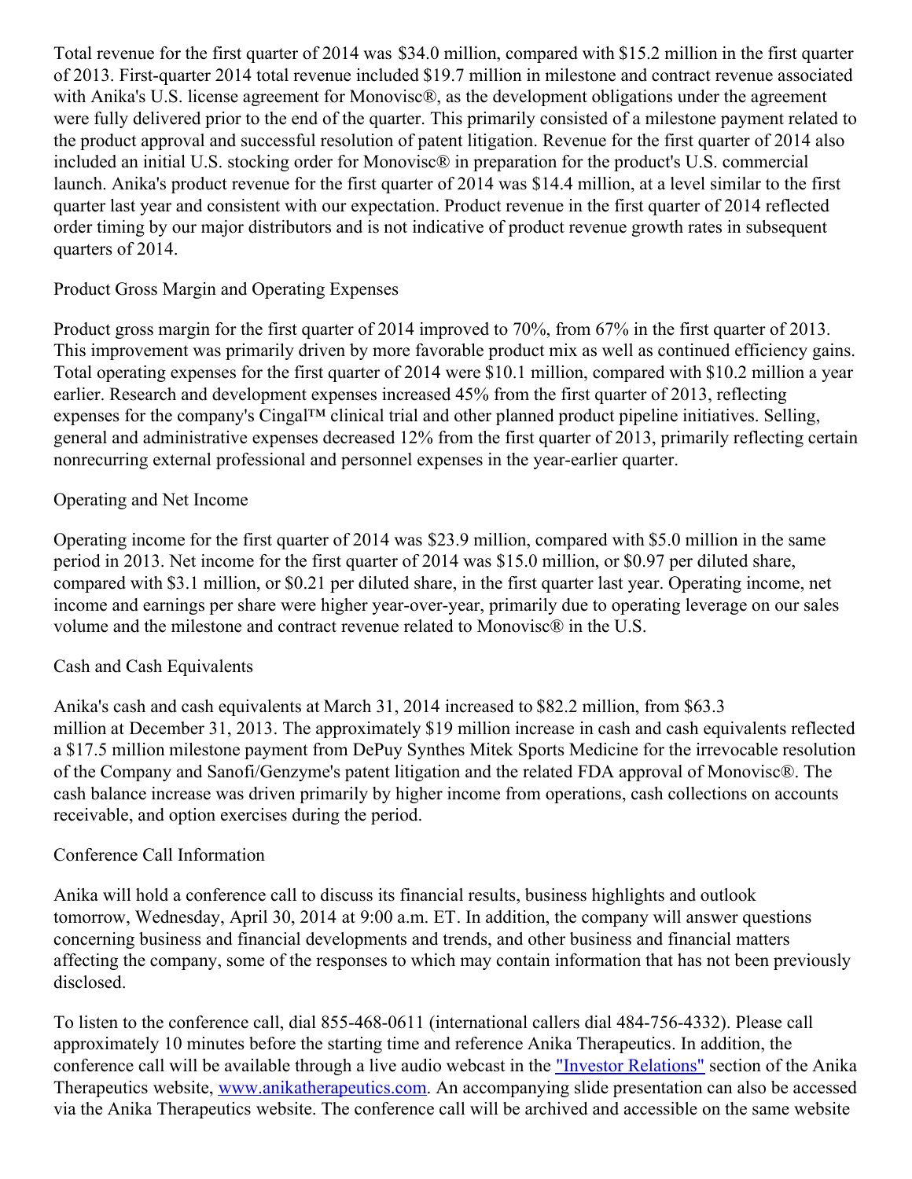Total revenue for the first quarter of 2014 was $34.0 million, compared with $15.2 million in the first quarter of 2013. First-quarter 2014 total revenue included $19.7 million in milestone and contract revenue associated with Anika's U.S. license agreement for Monovisc®, as the development obligations under the agreement were fully delivered prior to the end of the quarter. This primarily consisted of a milestone payment related to the product approval and successful resolution of patent litigation. Revenue for the first quarter of 2014 also included an initial U.S. stocking order for Monovisc® in preparation for the product's U.S. commercial launch. Anika's product revenue for the first quarter of 2014 was $14.4 million, at a level similar to the first quarter last year and consistent with our expectation. Product revenue in the first quarter of 2014 reflected order timing by our major distributors and is not indicative of product revenue growth rates in subsequent quarters of 2014.

## Product Gross Margin and Operating Expenses

Product gross margin for the first quarter of 2014 improved to 70%, from 67% in the first quarter of 2013. This improvement was primarily driven by more favorable product mix as well as continued efficiency gains. Total operating expenses for the first quarter of 2014 were $10.1 million, compared with $10.2 million a year earlier. Research and development expenses increased 45% from the first quarter of 2013, reflecting expenses for the company's Cingal™ clinical trial and other planned product pipeline initiatives. Selling, general and administrative expenses decreased 12% from the first quarter of 2013, primarily reflecting certain nonrecurring external professional and personnel expenses in the year-earlier quarter.

## Operating and Net Income

Operating income for the first quarter of 2014 was $23.9 million, compared with $5.0 million in the same period in 2013. Net income for the first quarter of 2014 was $15.0 million, or $0.97 per diluted share, compared with $3.1 million, or $0.21 per diluted share, in the first quarter last year. Operating income, net income and earnings per share were higher year-over-year, primarily due to operating leverage on our sales volume and the milestone and contract revenue related to Monovisc® in the U.S.

## Cash and Cash Equivalents

Anika's cash and cash equivalents at March 31, 2014 increased to $82.2 million, from $63.3 million at December 31, 2013. The approximately $19 million increase in cash and cash equivalents reflected a $17.5 million milestone payment from DePuy Synthes Mitek Sports Medicine for the irrevocable resolution of the Company and Sanofi/Genzyme's patent litigation and the related FDA approval of Monovisc®. The cash balance increase was driven primarily by higher income from operations, cash collections on accounts receivable, and option exercises during the period.

## Conference Call Information

Anika will hold a conference call to discuss its financial results, business highlights and outlook tomorrow, Wednesday, April 30, 2014 at 9:00 a.m. ET. In addition, the company will answer questions concerning business and financial developments and trends, and other business and financial matters affecting the company, some of the responses to which may contain information that has not been previously disclosed.

To listen to the conference call, dial 855-468-0611 (international callers dial 484-756-4332). Please call approximately 10 minutes before the starting time and reference Anika Therapeutics. In addition, the conference call will be available through a live audio webcast in the "Investor Relations" section of the Anika Therapeutics website, www.anikatherapeutics.com. An accompanying slide presentation can also be accessed via the Anika Therapeutics website. The conference call will be archived and accessible on the same website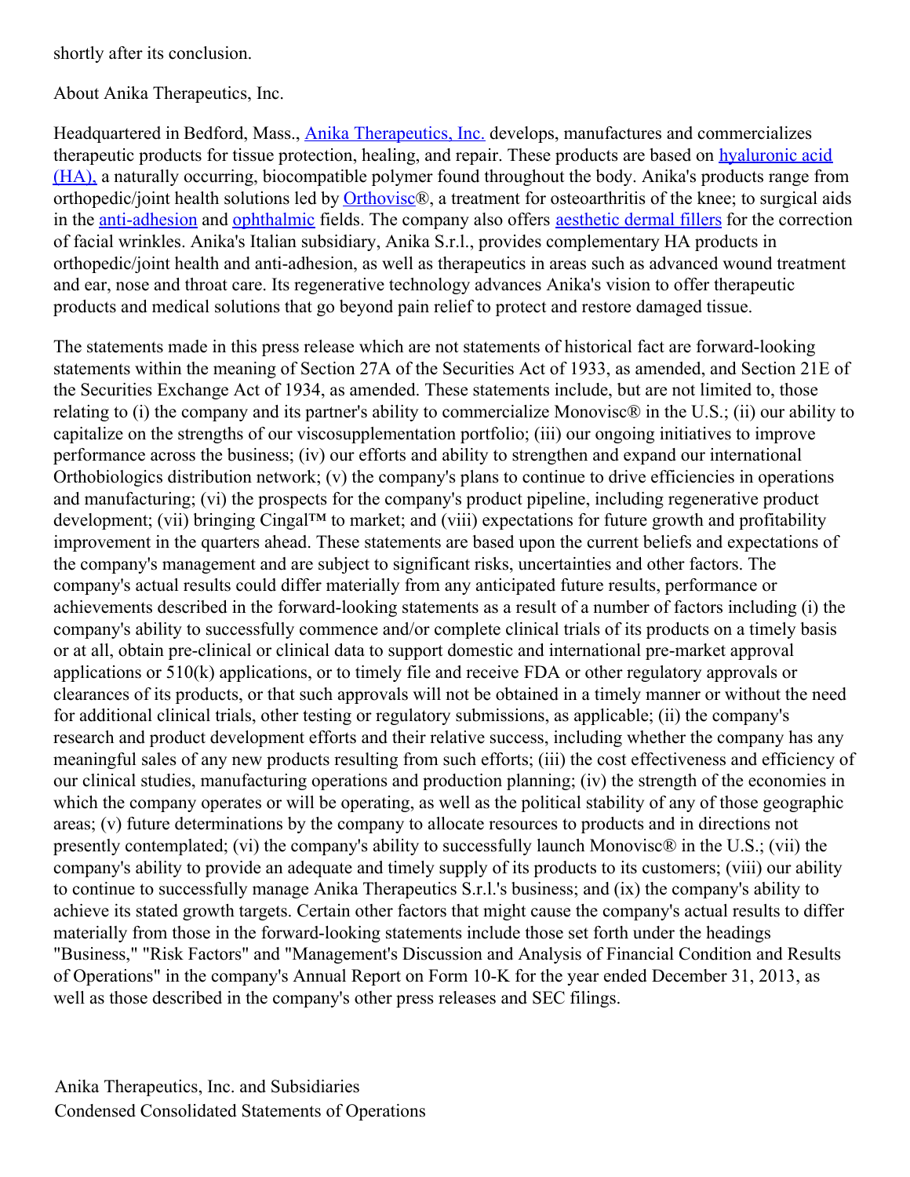shortly after its conclusion.

About Anika Therapeutics, Inc.

Headquartered in Bedford, Mass., Anika Therapeutics, Inc. develops, manufactures and commercializes therapeutic products for tissue protection, healing, and repair. These products are based on hyaluronic acid (HA), a naturally occurring, biocompatible polymer found throughout the body. Anika's products range from orthopedic/joint health solutions led by Orthovisc®, a treatment for osteoarthritis of the knee; to surgical aids in the anti-adhesion and ophthalmic fields. The company also offers aesthetic dermal fillers for the correction of facial wrinkles. Anika's Italian subsidiary, Anika S.r.l., provides complementary HA products in orthopedic/joint health and anti-adhesion, as well as therapeutics in areas such as advanced wound treatment and ear, nose and throat care. Its regenerative technology advances Anika's vision to offer therapeutic products and medical solutions that go beyond pain relief to protect and restore damaged tissue.

The statements made in this press release which are not statements of historical fact are forward-looking statements within the meaning of Section 27A of the Securities Act of 1933, as amended, and Section 21E of the Securities Exchange Act of 1934, as amended. These statements include, but are not limited to, those relating to (i) the company and its partner's ability to commercialize Monovisc® in the U.S.; (ii) our ability to capitalize on the strengths of our viscosupplementation portfolio; (iii) our ongoing initiatives to improve performance across the business; (iv) our efforts and ability to strengthen and expand our international Orthobiologics distribution network; (v) the company's plans to continue to drive efficiencies in operations and manufacturing; (vi) the prospects for the company's product pipeline, including regenerative product development; (vii) bringing Cingal™ to market; and (viii) expectations for future growth and profitability improvement in the quarters ahead. These statements are based upon the current beliefs and expectations of the company's management and are subject to significant risks, uncertainties and other factors. The company's actual results could differ materially from any anticipated future results, performance or achievements described in the forward-looking statements as a result of a number of factors including (i) the company's ability to successfully commence and/or complete clinical trials of its products on a timely basis or at all, obtain pre-clinical or clinical data to support domestic and international pre-market approval applications or 510(k) applications, or to timely file and receive FDA or other regulatory approvals or clearances of its products, or that such approvals will not be obtained in a timely manner or without the need for additional clinical trials, other testing or regulatory submissions, as applicable; (ii) the company's research and product development efforts and their relative success, including whether the company has any meaningful sales of any new products resulting from such efforts; (iii) the cost effectiveness and efficiency of our clinical studies, manufacturing operations and production planning; (iv) the strength of the economies in which the company operates or will be operating, as well as the political stability of any of those geographic areas; (v) future determinations by the company to allocate resources to products and in directions not presently contemplated; (vi) the company's ability to successfully launch Monovisc® in the U.S.; (vii) the company's ability to provide an adequate and timely supply of its products to its customers; (viii) our ability to continue to successfully manage Anika Therapeutics S.r.l.'s business; and (ix) the company's ability to achieve its stated growth targets. Certain other factors that might cause the company's actual results to differ materially from those in the forward-looking statements include those set forth under the headings "Business," "Risk Factors" and "Management's Discussion and Analysis of Financial Condition and Results of Operations" in the company's Annual Report on Form 10-K for the year ended December 31, 2013, as well as those described in the company's other press releases and SEC filings.

Anika Therapeutics, Inc. and Subsidiaries
Condensed Consolidated Statements of Operations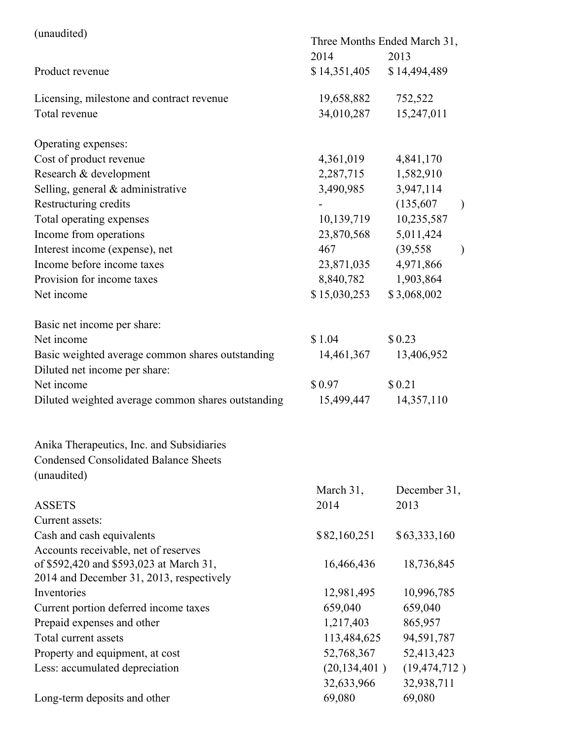(unaudited)

| | Three Months Ended March 31, | |
|---|---|---|
| | 2014 | 2013 |
| Product revenue | $ 14,351,405 | $ 14,494,489 |
| | | |
| Licensing, milestone and contract revenue | 19,658,882 | 752,522 |
| Total revenue | 34,010,287 | 15,247,011 |
| | | |
| Operating expenses: | | |
| Cost of product revenue | 4,361,019 | 4,841,170 |
| Research & development | 2,287,715 | 1,582,910 |
| Selling, general & administrative | 3,490,985 | 3,947,114 |
| Restructuring credits | - | (135,607 ) |
| Total operating expenses | 10,139,719 | 10,235,587 |
| Income from operations | 23,870,568 | 5,011,424 |
| Interest income (expense), net | 467 | (39,558 ) |
| Income before income taxes | 23,871,035 | 4,971,866 |
| Provision for income taxes | 8,840,782 | 1,903,864 |
| Net income | $ 15,030,253 | $ 3,068,002 |
| | | |
| Basic net income per share: | | |
| Net income | $ 1.04 | $ 0.23 |
| Basic weighted average common shares outstanding | 14,461,367 | 13,406,952 |
| Diluted net income per share: | | |
| Net income | $ 0.97 | $ 0.21 |
| Diluted weighted average common shares outstanding | 15,499,447 | 14,357,110 |

Anika Therapeutics, Inc. and Subsidiaries
Condensed Consolidated Balance Sheets
(unaudited)

| | March 31, | December 31, |
|---|---|---|
| ASSETS | 2014 | 2013 |
| Current assets: | | |
| Cash and cash equivalents | $ 82,160,251 | $ 63,333,160 |
| Accounts receivable, net of reserves of $592,420 and $593,023 at March 31, 2014 and December 31, 2013, respectively | 16,466,436 | 18,736,845 |
| Inventories | 12,981,495 | 10,996,785 |
| Current portion deferred income taxes | 659,040 | 659,040 |
| Prepaid expenses and other | 1,217,403 | 865,957 |
| Total current assets | 113,484,625 | 94,591,787 |
| Property and equipment, at cost | 52,768,367 | 52,413,423 |
| Less: accumulated depreciation | (20,134,401 ) | (19,474,712 ) |
| | 32,633,966 | 32,938,711 |
| Long-term deposits and other | 69,080 | 69,080 |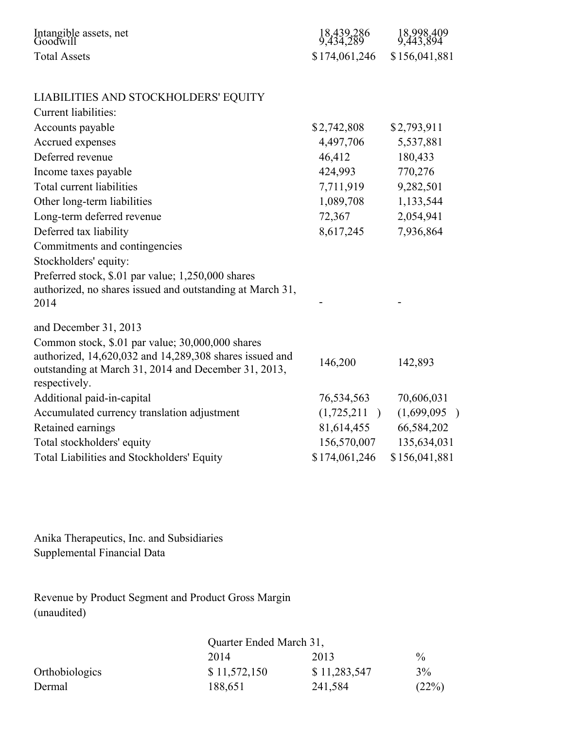| | | |
|---|---|---|
| Intangible assets, net | 18,439,286 | 18,998,409 |
| Goodwill | 9,434,289 | 9,443,894 |
| Total Assets | $174,061,246 | $156,041,881 |
| | | |
| LIABILITIES AND STOCKHOLDERS' EQUITY | | |
| Current liabilities: | | |
| Accounts payable | $2,742,808 | $2,793,911 |
| Accrued expenses | 4,497,706 | 5,537,881 |
| Deferred revenue | 46,412 | 180,433 |
| Income taxes payable | 424,993 | 770,276 |
| Total current liabilities | 7,711,919 | 9,282,501 |
| Other long-term liabilities | 1,089,708 | 1,133,544 |
| Long-term deferred revenue | 72,367 | 2,054,941 |
| Deferred tax liability | 8,617,245 | 7,936,864 |
| Commitments and contingencies | | |
| Stockholders' equity: | | |
| Preferred stock, $.01 par value; 1,250,000 shares authorized, no shares issued and outstanding at March 31, 2014 | - | - |
| and December 31, 2013 | | |
| Common stock, $.01 par value; 30,000,000 shares authorized, 14,620,032 and 14,289,308 shares issued and outstanding at March 31, 2014 and December 31, 2013, respectively. | 146,200 | 142,893 |
| Additional paid-in-capital | 76,534,563 | 70,606,031 |
| Accumulated currency translation adjustment | (1,725,211 ) | (1,699,095 ) |
| Retained earnings | 81,614,455 | 66,584,202 |
| Total stockholders' equity | 156,570,007 | 135,634,031 |
| Total Liabilities and Stockholders' Equity | $174,061,246 | $156,041,881 |

Anika Therapeutics, Inc. and Subsidiaries
Supplemental Financial Data

Revenue by Product Segment and Product Gross Margin
(unaudited)

| | Quarter Ended March 31, | | |
|---|---|---|---|
| | 2014 | 2013 | % |
| Orthobiologics | $ 11,572,150 | $ 11,283,547 | 3% |
| Dermal | 188,651 | 241,584 | (22%) |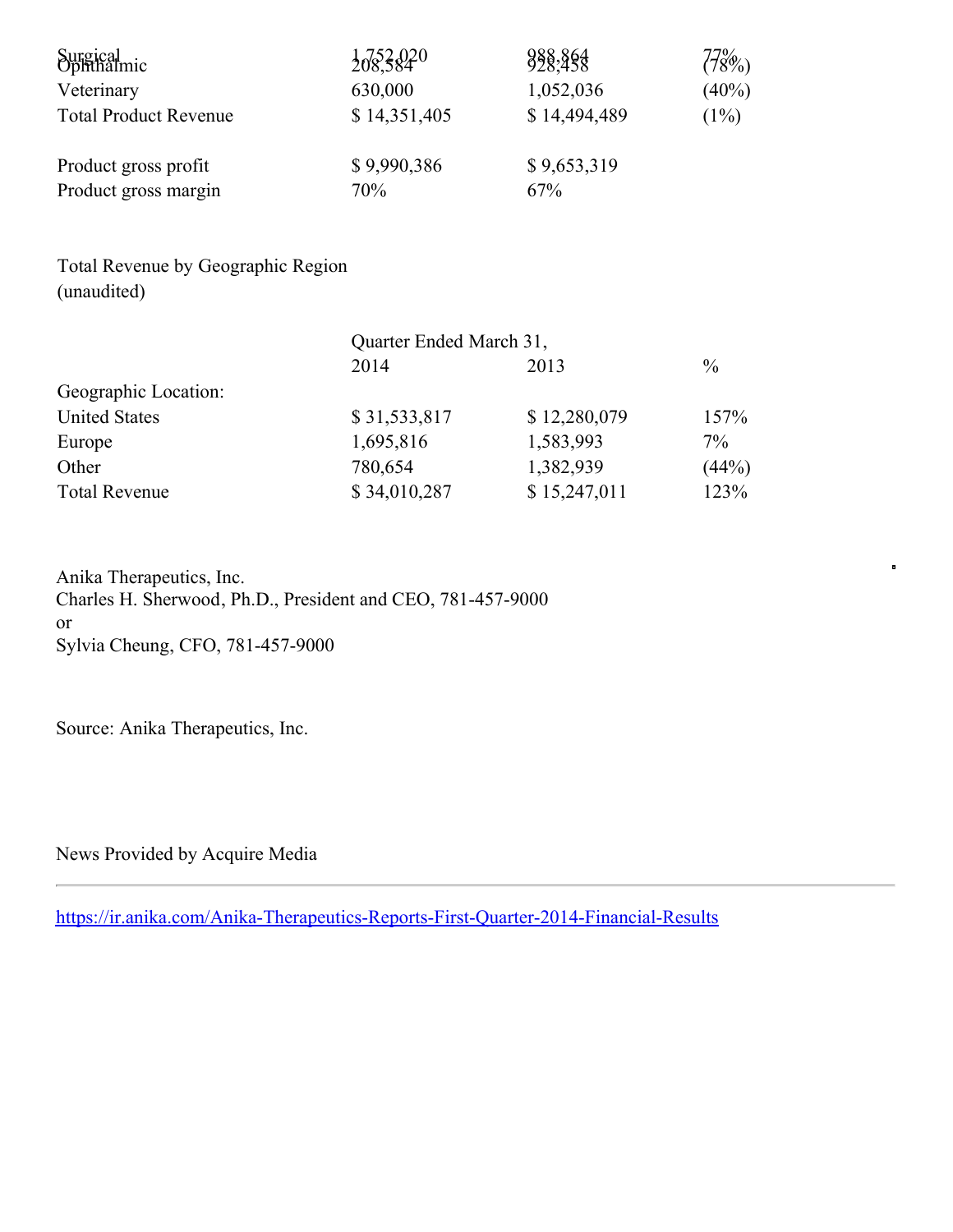| | | | |
|---|---|---|---|
| Surgical | 1,752,020 | 988,864 | 77% |
| Ophthalmic | 208,584 | 928,458 | (78%) |
| Veterinary | 630,000 | 1,052,036 | (40%) |
| Total Product Revenue | $ 14,351,405 | $ 14,494,489 | (1%) |
| | | | |
| Product gross profit | $ 9,990,386 | $ 9,653,319 | |
| Product gross margin | 70% | 67% | |

Total Revenue by Geographic Region
(unaudited)

| | Quarter Ended March 31, | | |
|---|---|---|---|
| | 2014 | 2013 | % |
| Geographic Location: | | | |
| United States | $ 31,533,817 | $ 12,280,079 | 157% |
| Europe | 1,695,816 | 1,583,993 | 7% |
| Other | 780,654 | 1,382,939 | (44%) |
| Total Revenue | $ 34,010,287 | $ 15,247,011 | 123% |

Anika Therapeutics, Inc.
Charles H. Sherwood, Ph.D., President and CEO, 781-457-9000
or
Sylvia Cheung, CFO, 781-457-9000

Source: Anika Therapeutics, Inc.

News Provided by Acquire Media

https://ir.anika.com/Anika-Therapeutics-Reports-First-Quarter-2014-Financial-Results